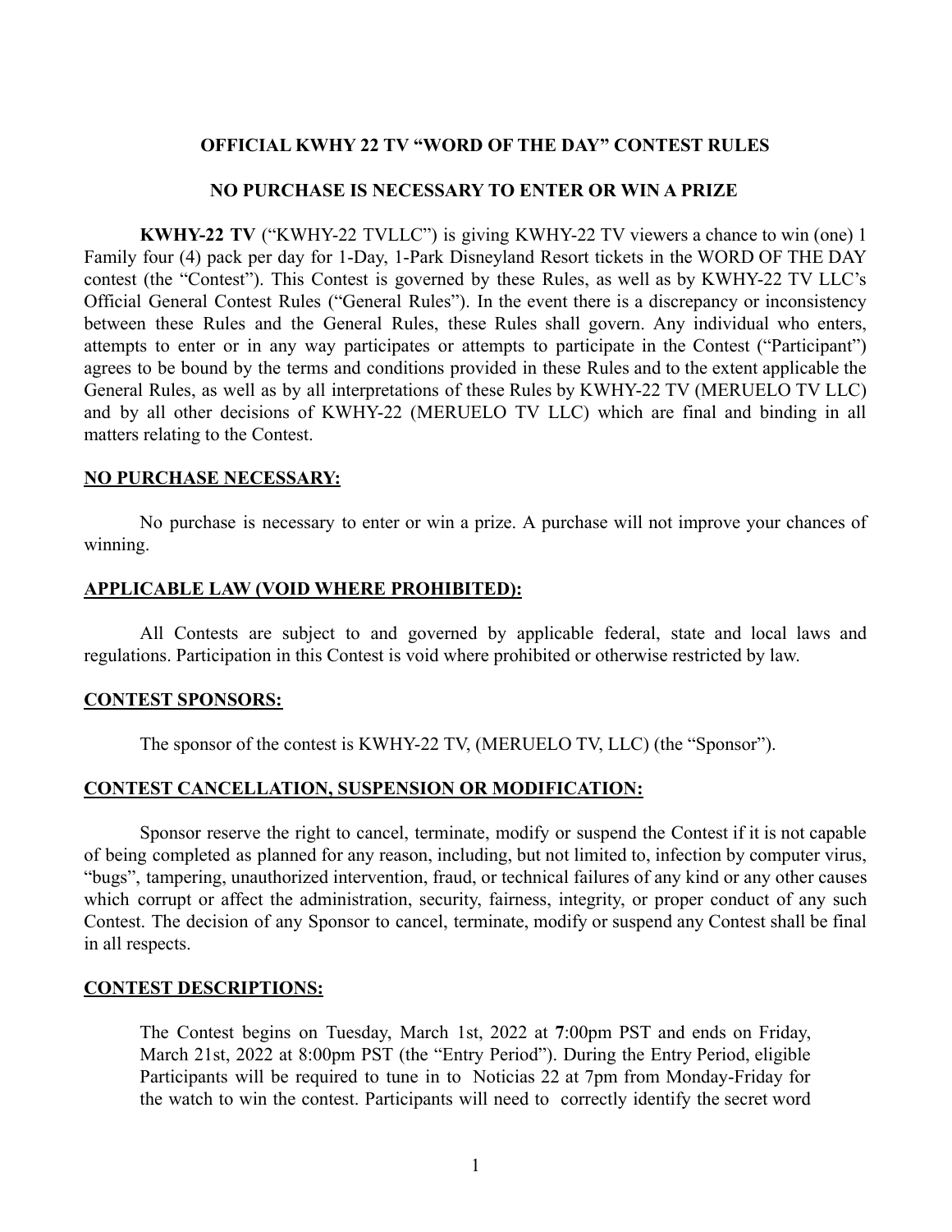**OFFICIAL KWHY 22 TV "WORD OF THE DAY" CONTEST RULES**

**NO PURCHASE IS NECESSARY TO ENTER OR WIN A PRIZE**

**KWHY-22 TV** ("KWHY-22 TVLLC") is giving KWHY-22 TV viewers a chance to win (one) 1 Family four (4) pack per day for 1-Day, 1-Park Disneyland Resort tickets in the WORD OF THE DAY contest (the "Contest"). This Contest is governed by these Rules, as well as by KWHY-22 TV LLC's Official General Contest Rules ("General Rules"). In the event there is a discrepancy or inconsistency between these Rules and the General Rules, these Rules shall govern. Any individual who enters, attempts to enter or in any way participates or attempts to participate in the Contest ("Participant") agrees to be bound by the terms and conditions provided in these Rules and to the extent applicable the General Rules, as well as by all interpretations of these Rules by KWHY-22 TV (MERUELO TV LLC) and by all other decisions of KWHY-22 (MERUELO TV LLC) which are final and binding in all matters relating to the Contest.

**NO PURCHASE NECESSARY:**

No purchase is necessary to enter or win a prize. A purchase will not improve your chances of winning.

**APPLICABLE LAW (VOID WHERE PROHIBITED):**

All Contests are subject to and governed by applicable federal, state and local laws and regulations. Participation in this Contest is void where prohibited or otherwise restricted by law.

**CONTEST SPONSORS:**

The sponsor of the contest is KWHY-22 TV, (MERUELO TV, LLC) (the "Sponsor").

**CONTEST CANCELLATION, SUSPENSION OR MODIFICATION:**

Sponsor reserve the right to cancel, terminate, modify or suspend the Contest if it is not capable of being completed as planned for any reason, including, but not limited to, infection by computer virus, "bugs", tampering, unauthorized intervention, fraud, or technical failures of any kind or any other causes which corrupt or affect the administration, security, fairness, integrity, or proper conduct of any such Contest. The decision of any Sponsor to cancel, terminate, modify or suspend any Contest shall be final in all respects.

**CONTEST DESCRIPTIONS:**

The Contest begins on Tuesday, March 1st, 2022 at **7**:00pm PST and ends on Friday, March 21st, 2022 at 8:00pm PST (the "Entry Period"). During the Entry Period, eligible Participants will be required to tune in to Noticias 22 at 7pm from Monday-Friday for the watch to win the contest. Participants will need to correctly identify the secret word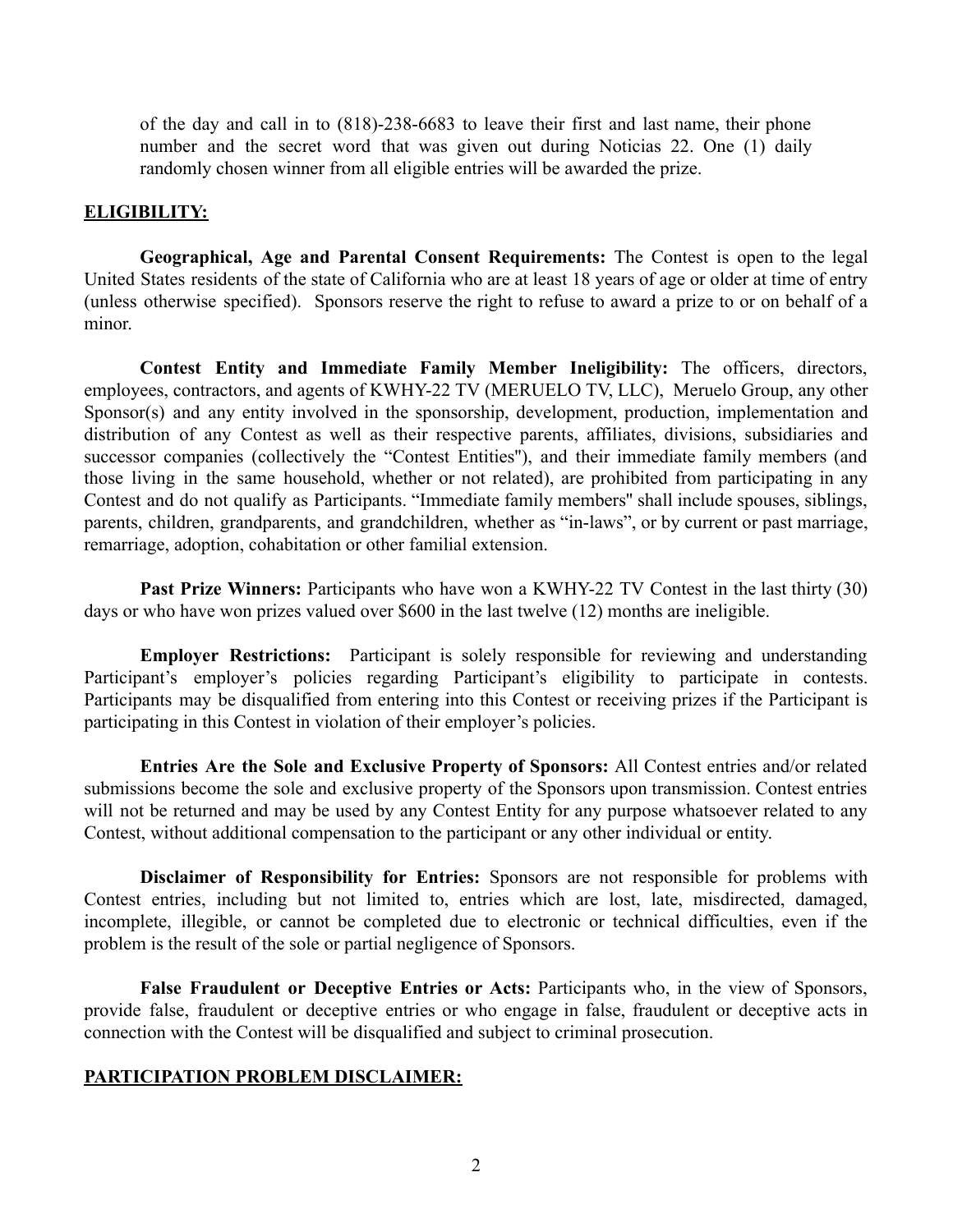of the day and call in to (818)-238-6683 to leave their first and last name, their phone number and the secret word that was given out during Noticias 22. One (1) daily randomly chosen winner from all eligible entries will be awarded the prize.

**ELIGIBILITY:**

**Geographical, Age and Parental Consent Requirements:** The Contest is open to the legal United States residents of the state of California who are at least 18 years of age or older at time of entry (unless otherwise specified). Sponsors reserve the right to refuse to award a prize to or on behalf of a minor.

**Contest Entity and Immediate Family Member Ineligibility:** The officers, directors, employees, contractors, and agents of KWHY-22 TV (MERUELO TV, LLC), Meruelo Group, any other Sponsor(s) and any entity involved in the sponsorship, development, production, implementation and distribution of any Contest as well as their respective parents, affiliates, divisions, subsidiaries and successor companies (collectively the "Contest Entities"), and their immediate family members (and those living in the same household, whether or not related), are prohibited from participating in any Contest and do not qualify as Participants. "Immediate family members" shall include spouses, siblings, parents, children, grandparents, and grandchildren, whether as "in-laws", or by current or past marriage, remarriage, adoption, cohabitation or other familial extension.

**Past Prize Winners:** Participants who have won a KWHY-22 TV Contest in the last thirty (30) days or who have won prizes valued over $600 in the last twelve (12) months are ineligible.

**Employer Restrictions:** Participant is solely responsible for reviewing and understanding Participant's employer's policies regarding Participant's eligibility to participate in contests. Participants may be disqualified from entering into this Contest or receiving prizes if the Participant is participating in this Contest in violation of their employer's policies.

**Entries Are the Sole and Exclusive Property of Sponsors:** All Contest entries and/or related submissions become the sole and exclusive property of the Sponsors upon transmission. Contest entries will not be returned and may be used by any Contest Entity for any purpose whatsoever related to any Contest, without additional compensation to the participant or any other individual or entity.

**Disclaimer of Responsibility for Entries:** Sponsors are not responsible for problems with Contest entries, including but not limited to, entries which are lost, late, misdirected, damaged, incomplete, illegible, or cannot be completed due to electronic or technical difficulties, even if the problem is the result of the sole or partial negligence of Sponsors.

**False Fraudulent or Deceptive Entries or Acts:** Participants who, in the view of Sponsors, provide false, fraudulent or deceptive entries or who engage in false, fraudulent or deceptive acts in connection with the Contest will be disqualified and subject to criminal prosecution.

**PARTICIPATION PROBLEM DISCLAIMER:**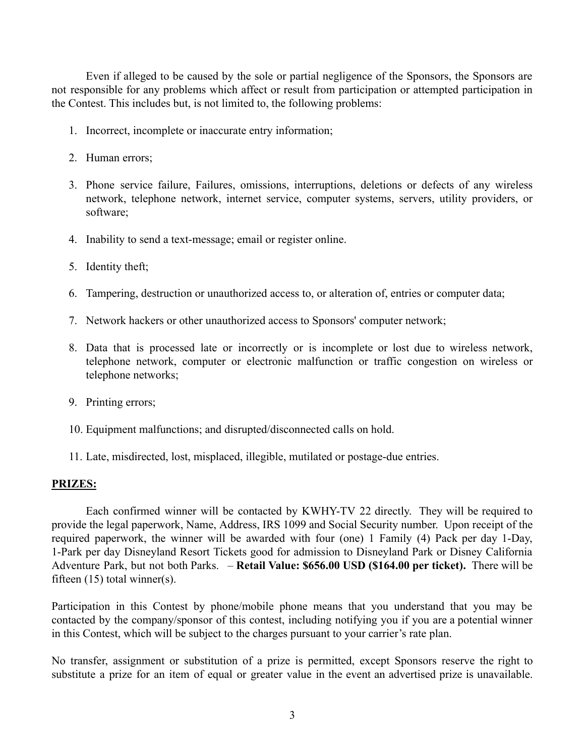Even if alleged to be caused by the sole or partial negligence of the Sponsors, the Sponsors are not responsible for any problems which affect or result from participation or attempted participation in the Contest. This includes but, is not limited to, the following problems:

1. Incorrect, incomplete or inaccurate entry information;

2. Human errors;

3. Phone service failure, Failures, omissions, interruptions, deletions or defects of any wireless network, telephone network, internet service, computer systems, servers, utility providers, or software;

4. Inability to send a text-message; email or register online.

5. Identity theft;

6. Tampering, destruction or unauthorized access to, or alteration of, entries or computer data;

7. Network hackers or other unauthorized access to Sponsors' computer network;

8. Data that is processed late or incorrectly or is incomplete or lost due to wireless network, telephone network, computer or electronic malfunction or traffic congestion on wireless or telephone networks;

9. Printing errors;

10. Equipment malfunctions; and disrupted/disconnected calls on hold.

11. Late, misdirected, lost, misplaced, illegible, mutilated or postage-due entries.

**PRIZES:**

Each confirmed winner will be contacted by KWHY-TV 22 directly. They will be required to provide the legal paperwork, Name, Address, IRS 1099 and Social Security number. Upon receipt of the required paperwork, the winner will be awarded with four (one) 1 Family (4) Pack per day 1-Day, 1-Park per day Disneyland Resort Tickets good for admission to Disneyland Park or Disney California Adventure Park, but not both Parks. – **Retail Value: $656.00 USD ($164.00 per ticket).** There will be fifteen (15) total winner(s).

Participation in this Contest by phone/mobile phone means that you understand that you may be contacted by the company/sponsor of this contest, including notifying you if you are a potential winner in this Contest, which will be subject to the charges pursuant to your carrier's rate plan.

No transfer, assignment or substitution of a prize is permitted, except Sponsors reserve the right to substitute a prize for an item of equal or greater value in the event an advertised prize is unavailable.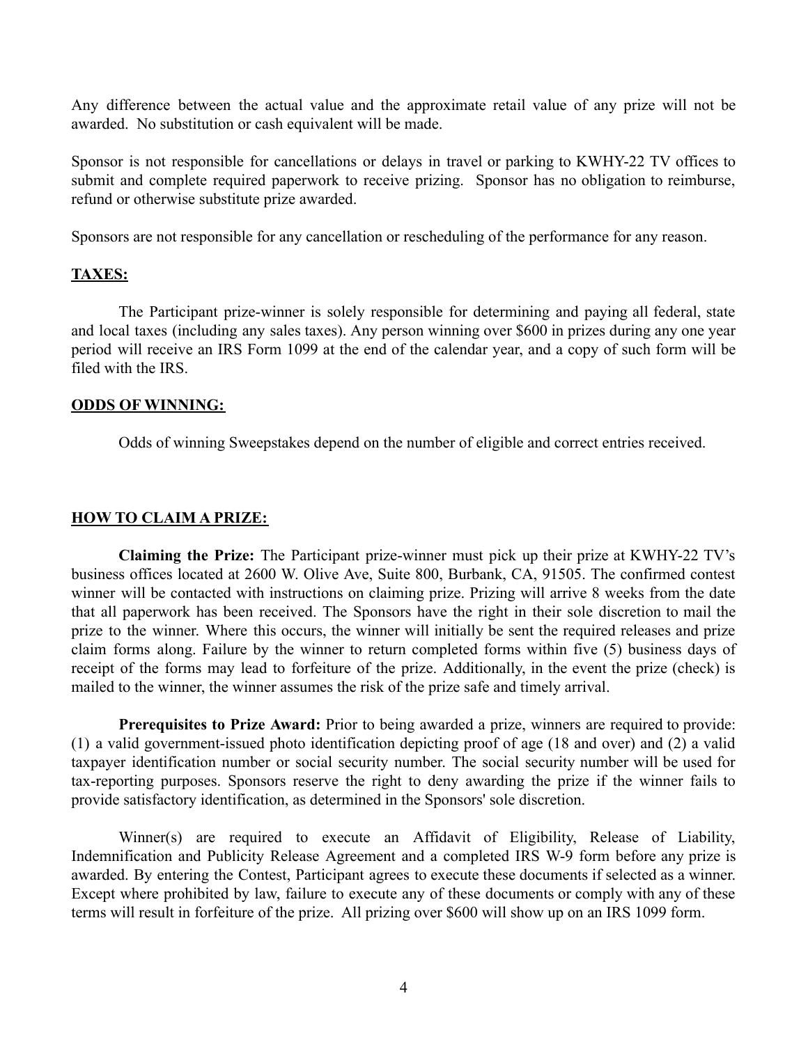Any difference between the actual value and the approximate retail value of any prize will not be awarded. No substitution or cash equivalent will be made.

Sponsor is not responsible for cancellations or delays in travel or parking to KWHY-22 TV offices to submit and complete required paperwork to receive prizing. Sponsor has no obligation to reimburse, refund or otherwise substitute prize awarded.

Sponsors are not responsible for any cancellation or rescheduling of the performance for any reason.

## TAXES:

The Participant prize-winner is solely responsible for determining and paying all federal, state and local taxes (including any sales taxes). Any person winning over $600 in prizes during any one year period will receive an IRS Form 1099 at the end of the calendar year, and a copy of such form will be filed with the IRS.

## ODDS OF WINNING:

Odds of winning Sweepstakes depend on the number of eligible and correct entries received.

## HOW TO CLAIM A PRIZE:

**Claiming the Prize:** The Participant prize-winner must pick up their prize at KWHY-22 TV's business offices located at 2600 W. Olive Ave, Suite 800, Burbank, CA, 91505. The confirmed contest winner will be contacted with instructions on claiming prize. Prizing will arrive 8 weeks from the date that all paperwork has been received. The Sponsors have the right in their sole discretion to mail the prize to the winner. Where this occurs, the winner will initially be sent the required releases and prize claim forms along. Failure by the winner to return completed forms within five (5) business days of receipt of the forms may lead to forfeiture of the prize. Additionally, in the event the prize (check) is mailed to the winner, the winner assumes the risk of the prize safe and timely arrival.

**Prerequisites to Prize Award:** Prior to being awarded a prize, winners are required to provide: (1) a valid government-issued photo identification depicting proof of age (18 and over) and (2) a valid taxpayer identification number or social security number. The social security number will be used for tax-reporting purposes. Sponsors reserve the right to deny awarding the prize if the winner fails to provide satisfactory identification, as determined in the Sponsors' sole discretion.

Winner(s) are required to execute an Affidavit of Eligibility, Release of Liability, Indemnification and Publicity Release Agreement and a completed IRS W-9 form before any prize is awarded. By entering the Contest, Participant agrees to execute these documents if selected as a winner. Except where prohibited by law, failure to execute any of these documents or comply with any of these terms will result in forfeiture of the prize. All prizing over $600 will show up on an IRS 1099 form.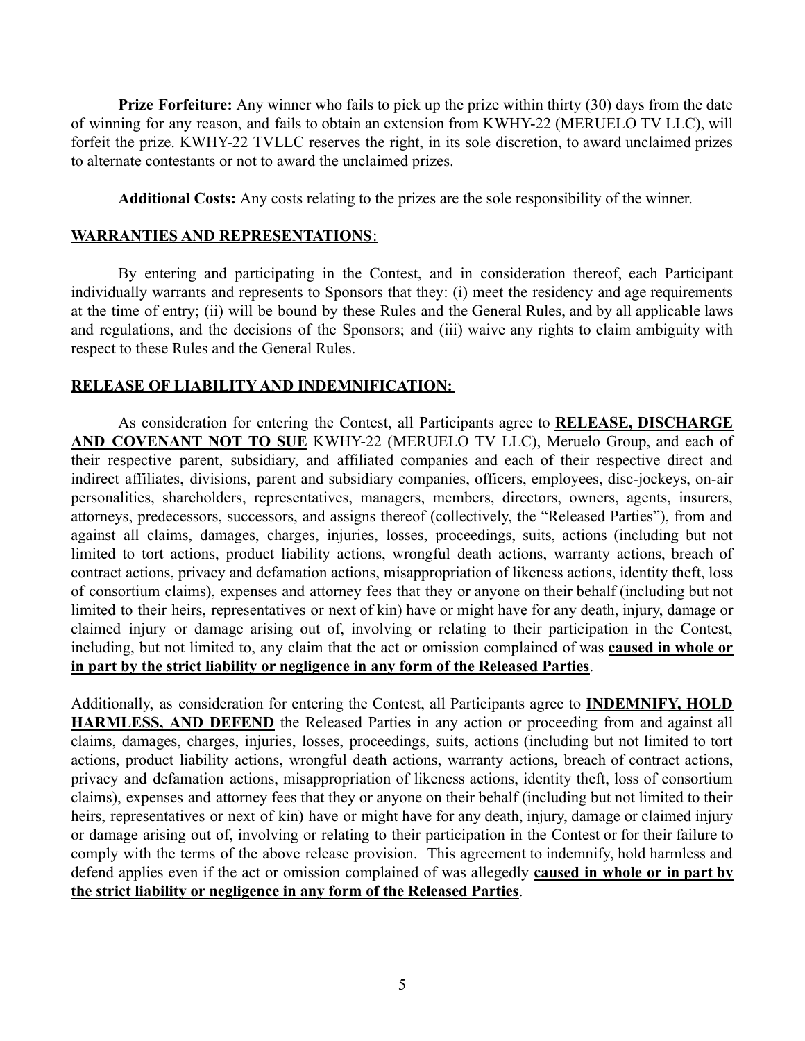**Prize Forfeiture:** Any winner who fails to pick up the prize within thirty (30) days from the date of winning for any reason, and fails to obtain an extension from KWHY-22 (MERUELO TV LLC), will forfeit the prize. KWHY-22 TVLLC reserves the right, in its sole discretion, to award unclaimed prizes to alternate contestants or not to award the unclaimed prizes.

**Additional Costs:** Any costs relating to the prizes are the sole responsibility of the winner.

**WARRANTIES AND REPRESENTATIONS**:

By entering and participating in the Contest, and in consideration thereof, each Participant individually warrants and represents to Sponsors that they: (i) meet the residency and age requirements at the time of entry; (ii) will be bound by these Rules and the General Rules, and by all applicable laws and regulations, and the decisions of the Sponsors; and (iii) waive any rights to claim ambiguity with respect to these Rules and the General Rules.

**RELEASE OF LIABILITY AND INDEMNIFICATION:**

As consideration for entering the Contest, all Participants agree to **RELEASE, DISCHARGE AND COVENANT NOT TO SUE** KWHY-22 (MERUELO TV LLC), Meruelo Group, and each of their respective parent, subsidiary, and affiliated companies and each of their respective direct and indirect affiliates, divisions, parent and subsidiary companies, officers, employees, disc-jockeys, on-air personalities, shareholders, representatives, managers, members, directors, owners, agents, insurers, attorneys, predecessors, successors, and assigns thereof (collectively, the "Released Parties"), from and against all claims, damages, charges, injuries, losses, proceedings, suits, actions (including but not limited to tort actions, product liability actions, wrongful death actions, warranty actions, breach of contract actions, privacy and defamation actions, misappropriation of likeness actions, identity theft, loss of consortium claims), expenses and attorney fees that they or anyone on their behalf (including but not limited to their heirs, representatives or next of kin) have or might have for any death, injury, damage or claimed injury or damage arising out of, involving or relating to their participation in the Contest, including, but not limited to, any claim that the act or omission complained of was **caused in whole or in part by the strict liability or negligence in any form of the Released Parties**.

Additionally, as consideration for entering the Contest, all Participants agree to **INDEMNIFY, HOLD HARMLESS, AND DEFEND** the Released Parties in any action or proceeding from and against all claims, damages, charges, injuries, losses, proceedings, suits, actions (including but not limited to tort actions, product liability actions, wrongful death actions, warranty actions, breach of contract actions, privacy and defamation actions, misappropriation of likeness actions, identity theft, loss of consortium claims), expenses and attorney fees that they or anyone on their behalf (including but not limited to their heirs, representatives or next of kin) have or might have for any death, injury, damage or claimed injury or damage arising out of, involving or relating to their participation in the Contest or for their failure to comply with the terms of the above release provision. This agreement to indemnify, hold harmless and defend applies even if the act or omission complained of was allegedly **caused in whole or in part by the strict liability or negligence in any form of the Released Parties**.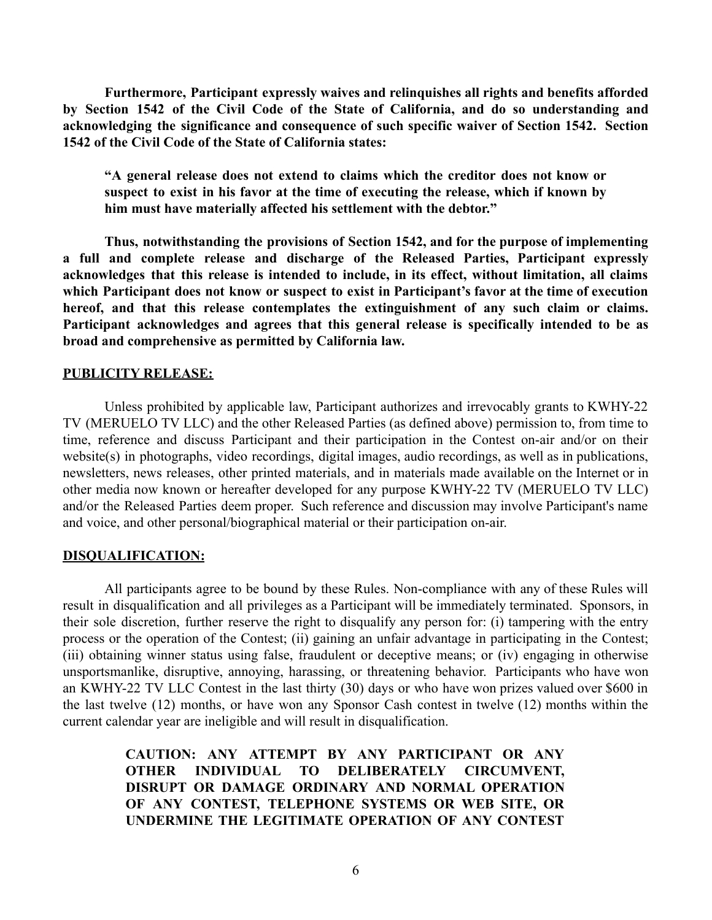**Furthermore, Participant expressly waives and relinquishes all rights and benefits afforded by Section 1542 of the Civil Code of the State of California, and do so understanding and acknowledging the significance and consequence of such specific waiver of Section 1542. Section 1542 of the Civil Code of the State of California states:**

> **"A general release does not extend to claims which the creditor does not know or suspect to exist in his favor at the time of executing the release, which if known by him must have materially affected his settlement with the debtor."**

**Thus, notwithstanding the provisions of Section 1542, and for the purpose of implementing a full and complete release and discharge of the Released Parties, Participant expressly acknowledges that this release is intended to include, in its effect, without limitation, all claims which Participant does not know or suspect to exist in Participant's favor at the time of execution hereof, and that this release contemplates the extinguishment of any such claim or claims. Participant acknowledges and agrees that this general release is specifically intended to be as broad and comprehensive as permitted by California law.**

**PUBLICITY RELEASE:**

Unless prohibited by applicable law, Participant authorizes and irrevocably grants to KWHY-22 TV (MERUELO TV LLC) and the other Released Parties (as defined above) permission to, from time to time, reference and discuss Participant and their participation in the Contest on-air and/or on their website(s) in photographs, video recordings, digital images, audio recordings, as well as in publications, newsletters, news releases, other printed materials, and in materials made available on the Internet or in other media now known or hereafter developed for any purpose KWHY-22 TV (MERUELO TV LLC) and/or the Released Parties deem proper. Such reference and discussion may involve Participant's name and voice, and other personal/biographical material or their participation on-air.

**DISQUALIFICATION:**

All participants agree to be bound by these Rules. Non-compliance with any of these Rules will result in disqualification and all privileges as a Participant will be immediately terminated. Sponsors, in their sole discretion, further reserve the right to disqualify any person for: (i) tampering with the entry process or the operation of the Contest; (ii) gaining an unfair advantage in participating in the Contest; (iii) obtaining winner status using false, fraudulent or deceptive means; or (iv) engaging in otherwise unsportsmanlike, disruptive, annoying, harassing, or threatening behavior. Participants who have won an KWHY-22 TV LLC Contest in the last thirty (30) days or who have won prizes valued over $600 in the last twelve (12) months, or have won any Sponsor Cash contest in twelve (12) months within the current calendar year are ineligible and will result in disqualification.

> **CAUTION: ANY ATTEMPT BY ANY PARTICIPANT OR ANY OTHER INDIVIDUAL TO DELIBERATELY CIRCUMVENT, DISRUPT OR DAMAGE ORDINARY AND NORMAL OPERATION OF ANY CONTEST, TELEPHONE SYSTEMS OR WEB SITE, OR UNDERMINE THE LEGITIMATE OPERATION OF ANY CONTEST**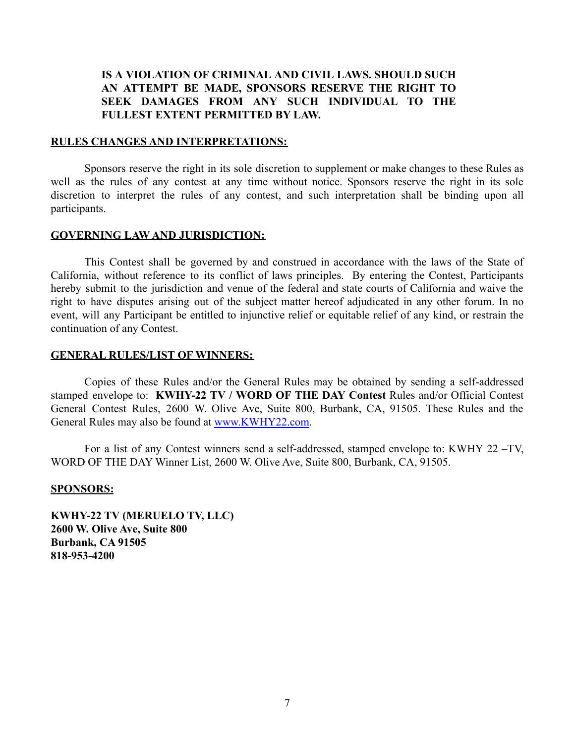**IS A VIOLATION OF CRIMINAL AND CIVIL LAWS. SHOULD SUCH AN ATTEMPT BE MADE, SPONSORS RESERVE THE RIGHT TO SEEK DAMAGES FROM ANY SUCH INDIVIDUAL TO THE FULLEST EXTENT PERMITTED BY LAW.**

**RULES CHANGES AND INTERPRETATIONS:**

Sponsors reserve the right in its sole discretion to supplement or make changes to these Rules as well as the rules of any contest at any time without notice. Sponsors reserve the right in its sole discretion to interpret the rules of any contest, and such interpretation shall be binding upon all participants.

**GOVERNING LAW AND JURISDICTION:**

This Contest shall be governed by and construed in accordance with the laws of the State of California, without reference to its conflict of laws principles. By entering the Contest, Participants hereby submit to the jurisdiction and venue of the federal and state courts of California and waive the right to have disputes arising out of the subject matter hereof adjudicated in any other forum. In no event, will any Participant be entitled to injunctive relief or equitable relief of any kind, or restrain the continuation of any Contest.

**GENERAL RULES/LIST OF WINNERS:**

Copies of these Rules and/or the General Rules may be obtained by sending a self-addressed stamped envelope to: **KWHY-22 TV / WORD OF THE DAY Contest** Rules and/or Official Contest General Contest Rules, 2600 W. Olive Ave, Suite 800, Burbank, CA, 91505. These Rules and the General Rules may also be found at www.KWHY22.com.

For a list of any Contest winners send a self-addressed, stamped envelope to: KWHY 22 –TV, WORD OF THE DAY Winner List, 2600 W. Olive Ave, Suite 800, Burbank, CA, 91505.

**SPONSORS:**

**KWHY-22 TV (MERUELO TV, LLC)**
**2600 W. Olive Ave, Suite 800**
**Burbank, CA 91505**
**818-953-4200**